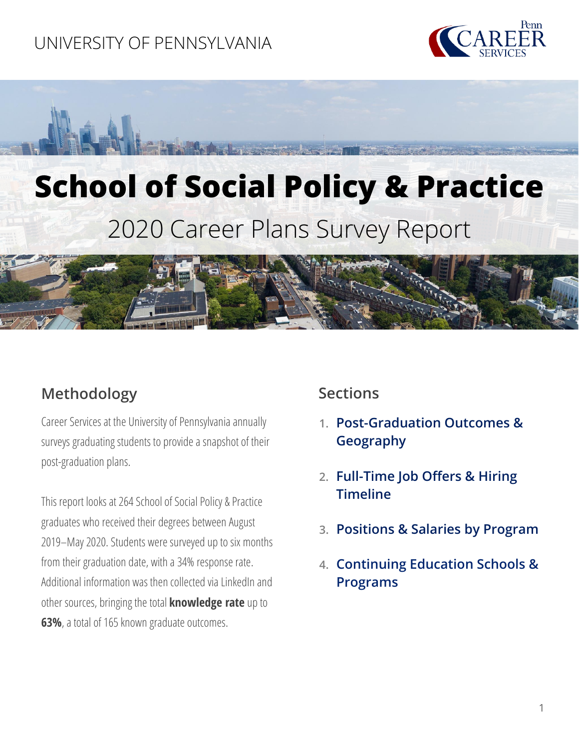UNIVERSITY OF PENNSYLVANIA

Penn CAREER SERVICES

# School of Social Policy & Practice

## 2020 Career Plans Survey Report

### Methodology

Career Services at the University of Pennsylvania annually surveys graduating students to provide a snapshot of their post-graduation plans.

This report looks at 264 School of Social Policy & Practice graduates who received their degrees between August 2019–May 2020. Students were surveyed up to six months from their graduation date, with a 34% response rate. Additional information was then collected via LinkedIn and other sources, bringing the total **knowledge rate** up to **63%**, a total of 165 known graduate outcomes.

### Sections

1. Post-Graduation Outcomes & Geography
2. Full-Time Job Offers & Hiring Timeline
3. Positions & Salaries by Program
4. Continuing Education Schools & Programs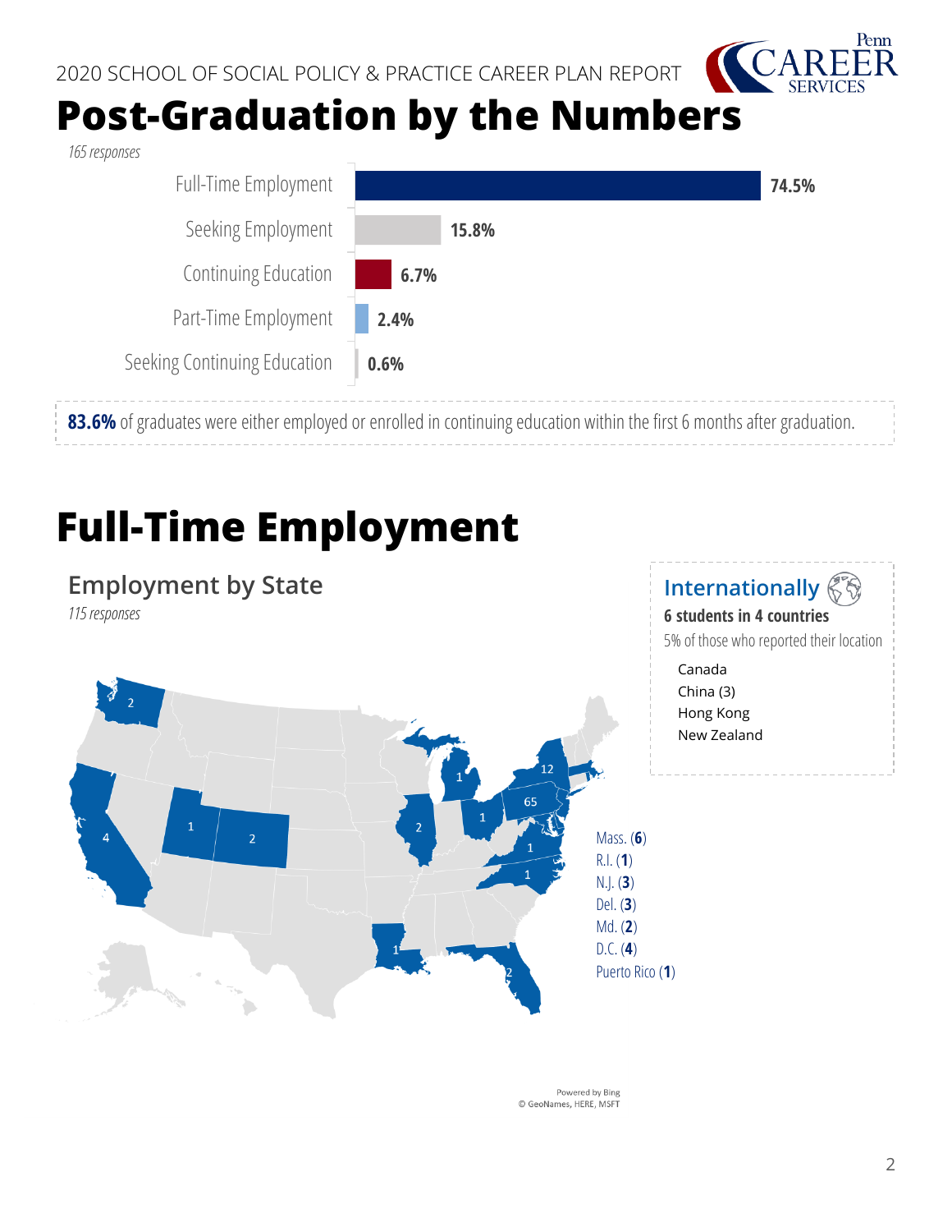2020 SCHOOL OF SOCIAL POLICY & PRACTICE CAREER PLAN REPORT

# Post-Graduation by the Numbers

*165 responses*

| Outcome | Percentage |
| --- | --- |
| Full-Time Employment | 74.5% |
| Seeking Employment | 15.8% |
| Continuing Education | 6.7% |
| Part-Time Employment | 2.4% |
| Seeking Continuing Education | 0.6% |

**83.6%** of graduates were either employed or enrolled in continuing education within the first 6 months after graduation.

# Full-Time Employment

## Employment by State

*115 responses*

| State | Count |
| --- | --- |
| Washington | 2 |
| California | 4 |
| Utah | 1 |
| Colorado | 2 |
| Louisiana | 1 |
| Illinois | 2 |
| Michigan | 1 |
| Ohio | 1 |
| Florida | 2 |
| Virginia | 1 |
| North Carolina | 1 |
| Pennsylvania | 65 |
| New York | 12 |
| Mass. | 6 |
| R.I. | 1 |
| N.J. | 3 |
| Del. | 3 |
| Md. | 2 |
| D.C. | 4 |
| Puerto Rico | 1 |

### Internationally

**6 students in 4 countries**

5% of those who reported their location

- Canada
- China (3)
- Hong Kong
- New Zealand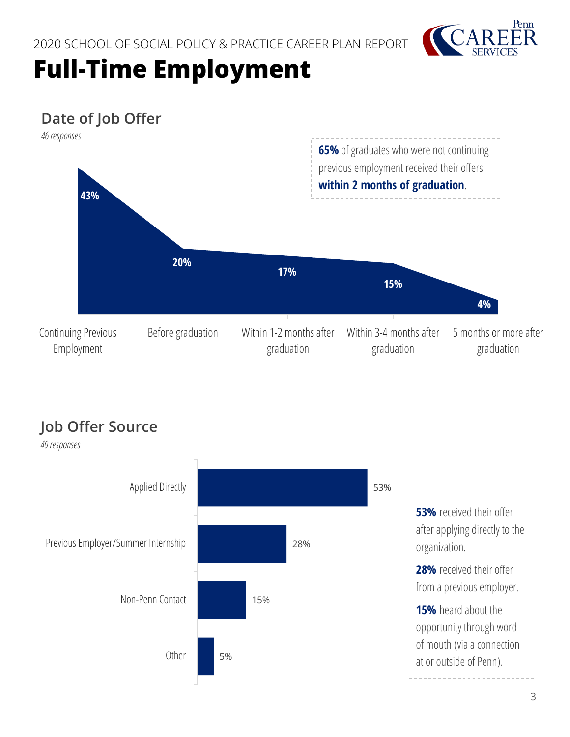2020 SCHOOL OF SOCIAL POLICY & PRACTICE CAREER PLAN REPORT

# Full-Time Employment

## Date of Job Offer

*46 responses*

| Date of Job Offer | Percentage |
|---|---|
| Continuing Previous Employment | 43% |
| Before graduation | 20% |
| Within 1-2 months after graduation | 17% |
| Within 3-4 months after graduation | 15% |
| 5 months or more after graduation | 4% |

**65%** of graduates who were not continuing previous employment received their offers **within 2 months of graduation**.

## Job Offer Source

*40 responses*

| Job Offer Source | Percentage |
|---|---|
| Applied Directly | 53% |
| Previous Employer/Summer Internship | 28% |
| Non-Penn Contact | 15% |
| Other | 5% |

**53%** received their offer after applying directly to the organization.

**28%** received their offer from a previous employer.

**15%** heard about the opportunity through word of mouth (via a connection at or outside of Penn).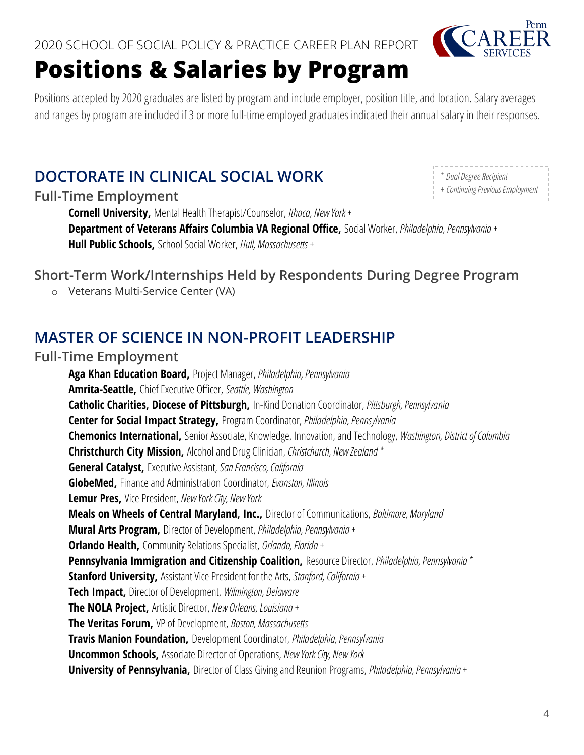2020 SCHOOL OF SOCIAL POLICY & PRACTICE CAREER PLAN REPORT

# Positions & Salaries by Program

Positions accepted by 2020 graduates are listed by program and include employer, position title, and location. Salary averages and ranges by program are included if 3 or more full-time employed graduates indicated their annual salary in their responses.

*\* Dual Degree Recipient*
*+ Continuing Previous Employment*

## DOCTORATE IN CLINICAL SOCIAL WORK

### Full-Time Employment

**Cornell University,** Mental Health Therapist/Counselor, *Ithaca, New York* +
**Department of Veterans Affairs Columbia VA Regional Office,** Social Worker, *Philadelphia, Pennsylvania* +
**Hull Public Schools,** School Social Worker, *Hull, Massachusetts* +

### Short-Term Work/Internships Held by Respondents During Degree Program

- Veterans Multi-Service Center (VA)

## MASTER OF SCIENCE IN NON-PROFIT LEADERSHIP

### Full-Time Employment

**Aga Khan Education Board,** Project Manager, *Philadelphia, Pennsylvania*
**Amrita-Seattle,** Chief Executive Officer, *Seattle, Washington*
**Catholic Charities, Diocese of Pittsburgh,** In-Kind Donation Coordinator, *Pittsburgh, Pennsylvania*
**Center for Social Impact Strategy,** Program Coordinator, *Philadelphia, Pennsylvania*
**Chemonics International,** Senior Associate, Knowledge, Innovation, and Technology, *Washington, District of Columbia*
**Christchurch City Mission,** Alcohol and Drug Clinician, *Christchurch, New Zealand* *
**General Catalyst,** Executive Assistant, *San Francisco, California*
**GlobeMed,** Finance and Administration Coordinator, *Evanston, Illinois*
**Lemur Pres,** Vice President, *New York City, New York*
**Meals on Wheels of Central Maryland, Inc.,** Director of Communications, *Baltimore, Maryland*
**Mural Arts Program,** Director of Development, *Philadelphia, Pennsylvania* +
**Orlando Health,** Community Relations Specialist, *Orlando, Florida* +
**Pennsylvania Immigration and Citizenship Coalition,** Resource Director, *Philadelphia, Pennsylvania* *
**Stanford University,** Assistant Vice President for the Arts, *Stanford, California* +
**Tech Impact,** Director of Development, *Wilmington, Delaware*
**The NOLA Project,** Artistic Director, *New Orleans, Louisiana* +
**The Veritas Forum,** VP of Development, *Boston, Massachusetts*
**Travis Manion Foundation,** Development Coordinator, *Philadelphia, Pennsylvania*
**Uncommon Schools,** Associate Director of Operations, *New York City, New York*
**University of Pennsylvania,** Director of Class Giving and Reunion Programs, *Philadelphia, Pennsylvania* +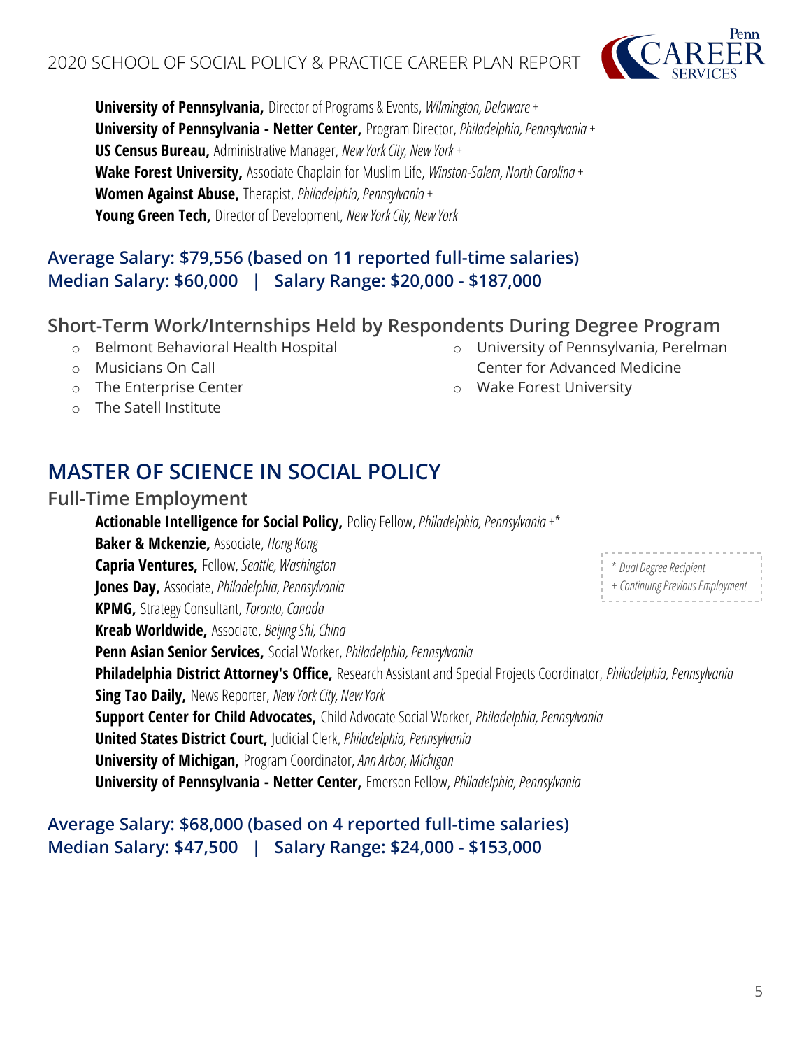**University of Pennsylvania,** Director of Programs & Events, *Wilmington, Delaware* +
**University of Pennsylvania - Netter Center,** Program Director, *Philadelphia, Pennsylvania* +
**US Census Bureau,** Administrative Manager, *New York City, New York* +
**Wake Forest University,** Associate Chaplain for Muslim Life, *Winston-Salem, North Carolina* +
**Women Against Abuse,** Therapist, *Philadelphia, Pennsylvania* +
**Young Green Tech,** Director of Development, *New York City, New York*

### Average Salary: $79,556 (based on 11 reported full-time salaries)
### Median Salary: $60,000 | Salary Range: $20,000 - $187,000

### Short-Term Work/Internships Held by Respondents During Degree Program

- Belmont Behavioral Health Hospital
- Musicians On Call
- The Enterprise Center
- The Satell Institute
- University of Pennsylvania, Perelman Center for Advanced Medicine
- Wake Forest University

## MASTER OF SCIENCE IN SOCIAL POLICY

### Full-Time Employment

**Actionable Intelligence for Social Policy,** Policy Fellow, *Philadelphia, Pennsylvania* +*
**Baker & Mckenzie,** Associate, *Hong Kong*
**Capria Ventures,** Fellow, *Seattle, Washington*
**Jones Day,** Associate, *Philadelphia, Pennsylvania*
**KPMG,** Strategy Consultant, *Toronto, Canada*
**Kreab Worldwide,** Associate, *Beijing Shi, China*
**Penn Asian Senior Services,** Social Worker, *Philadelphia, Pennsylvania*
**Philadelphia District Attorney's Office,** Research Assistant and Special Projects Coordinator, *Philadelphia, Pennsylvania*
**Sing Tao Daily,** News Reporter, *New York City, New York*
**Support Center for Child Advocates,** Child Advocate Social Worker, *Philadelphia, Pennsylvania*
**United States District Court,** Judicial Clerk, *Philadelphia, Pennsylvania*
**University of Michigan,** Program Coordinator, *Ann Arbor, Michigan*
**University of Pennsylvania - Netter Center,** Emerson Fellow, *Philadelphia, Pennsylvania*

*\* Dual Degree Recipient*
*+ Continuing Previous Employment*

### Average Salary: $68,000 (based on 4 reported full-time salaries)
### Median Salary: $47,500 | Salary Range: $24,000 - $153,000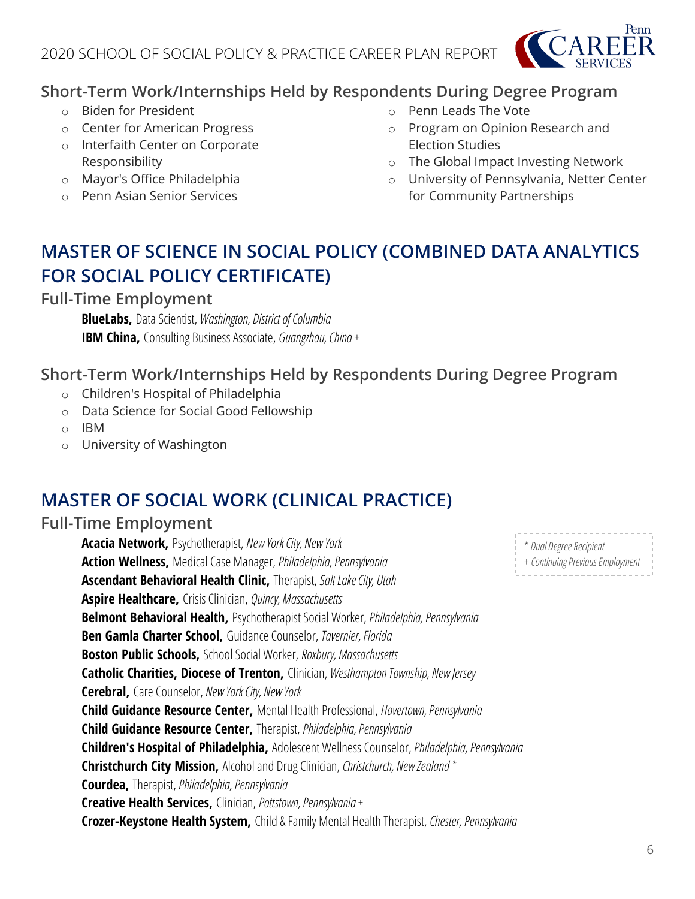### Short-Term Work/Internships Held by Respondents During Degree Program

- Biden for President
- Center for American Progress
- Interfaith Center on Corporate Responsibility
- Mayor's Office Philadelphia
- Penn Asian Senior Services
- Penn Leads The Vote
- Program on Opinion Research and Election Studies
- The Global Impact Investing Network
- University of Pennsylvania, Netter Center for Community Partnerships

## MASTER OF SCIENCE IN SOCIAL POLICY (COMBINED DATA ANALYTICS FOR SOCIAL POLICY CERTIFICATE)

### Full-Time Employment

**BlueLabs,** Data Scientist, *Washington, District of Columbia*
**IBM China,** Consulting Business Associate, *Guangzhou, China* +

### Short-Term Work/Internships Held by Respondents During Degree Program

- Children's Hospital of Philadelphia
- Data Science for Social Good Fellowship
- IBM
- University of Washington

## MASTER OF SOCIAL WORK (CLINICAL PRACTICE)

### Full-Time Employment

*\* Dual Degree Recipient*
*+ Continuing Previous Employment*

**Acacia Network,** Psychotherapist, *New York City, New York*
**Action Wellness,** Medical Case Manager, *Philadelphia, Pennsylvania*
**Ascendant Behavioral Health Clinic,** Therapist, *Salt Lake City, Utah*
**Aspire Healthcare,** Crisis Clinician, *Quincy, Massachusetts*
**Belmont Behavioral Health,** Psychotherapist Social Worker, *Philadelphia, Pennsylvania*
**Ben Gamla Charter School,** Guidance Counselor, *Tavernier, Florida*
**Boston Public Schools,** School Social Worker, *Roxbury, Massachusetts*
**Catholic Charities, Diocese of Trenton,** Clinician, *Westhampton Township, New Jersey*
**Cerebral,** Care Counselor, *New York City, New York*
**Child Guidance Resource Center,** Mental Health Professional, *Havertown, Pennsylvania*
**Child Guidance Resource Center,** Therapist, *Philadelphia, Pennsylvania*
**Children's Hospital of Philadelphia,** Adolescent Wellness Counselor, *Philadelphia, Pennsylvania*
**Christchurch City Mission,** Alcohol and Drug Clinician, *Christchurch, New Zealand* *
**Courdea,** Therapist, *Philadelphia, Pennsylvania*
**Creative Health Services,** Clinician, *Pottstown, Pennsylvania* +
**Crozer-Keystone Health System,** Child & Family Mental Health Therapist, *Chester, Pennsylvania*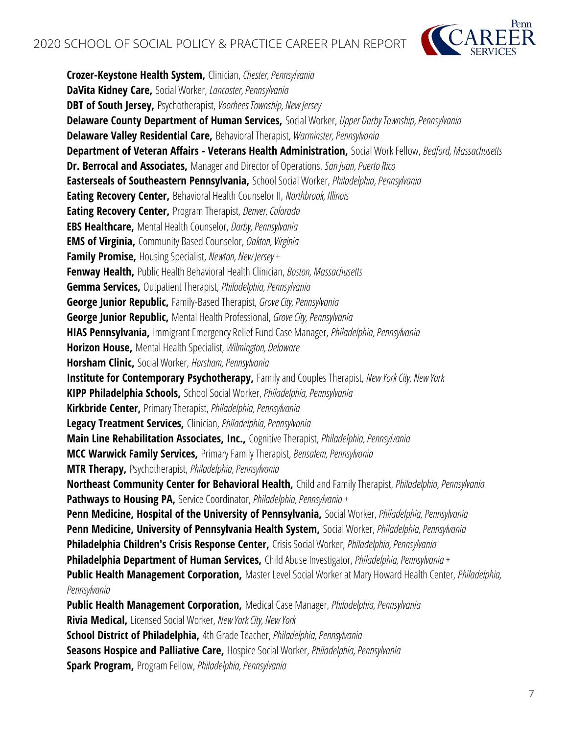**Crozer-Keystone Health System,** Clinician, *Chester, Pennsylvania*
**DaVita Kidney Care,** Social Worker, *Lancaster, Pennsylvania*
**DBT of South Jersey,** Psychotherapist, *Voorhees Township, New Jersey*
**Delaware County Department of Human Services,** Social Worker, *Upper Darby Township, Pennsylvania*
**Delaware Valley Residential Care,** Behavioral Therapist, *Warminster, Pennsylvania*
**Department of Veteran Affairs - Veterans Health Administration,** Social Work Fellow, *Bedford, Massachusetts*
**Dr. Berrocal and Associates,** Manager and Director of Operations, *San Juan, Puerto Rico*
**Easterseals of Southeastern Pennsylvania,** School Social Worker, *Philadelphia, Pennsylvania*
**Eating Recovery Center,** Behavioral Health Counselor II, *Northbrook, Illinois*
**Eating Recovery Center,** Program Therapist, *Denver, Colorado*
**EBS Healthcare,** Mental Health Counselor, *Darby, Pennsylvania*
**EMS of Virginia,** Community Based Counselor, *Oakton, Virginia*
**Family Promise,** Housing Specialist, *Newton, New Jersey* +
**Fenway Health,** Public Health Behavioral Health Clinician, *Boston, Massachusetts*
**Gemma Services,** Outpatient Therapist, *Philadelphia, Pennsylvania*
**George Junior Republic,** Family-Based Therapist, *Grove City, Pennsylvania*
**George Junior Republic,** Mental Health Professional, *Grove City, Pennsylvania*
**HIAS Pennsylvania,** Immigrant Emergency Relief Fund Case Manager, *Philadelphia, Pennsylvania*
**Horizon House,** Mental Health Specialist, *Wilmington, Delaware*
**Horsham Clinic,** Social Worker, *Horsham, Pennsylvania*
**Institute for Contemporary Psychotherapy,** Family and Couples Therapist, *New York City, New York*
**KIPP Philadelphia Schools,** School Social Worker, *Philadelphia, Pennsylvania*
**Kirkbride Center,** Primary Therapist, *Philadelphia, Pennsylvania*
**Legacy Treatment Services,** Clinician, *Philadelphia, Pennsylvania*
**Main Line Rehabilitation Associates, Inc.,** Cognitive Therapist, *Philadelphia, Pennsylvania*
**MCC Warwick Family Services,** Primary Family Therapist, *Bensalem, Pennsylvania*
**MTR Therapy,** Psychotherapist, *Philadelphia, Pennsylvania*
**Northeast Community Center for Behavioral Health,** Child and Family Therapist, *Philadelphia, Pennsylvania*
**Pathways to Housing PA,** Service Coordinator, *Philadelphia, Pennsylvania* +
**Penn Medicine, Hospital of the University of Pennsylvania,** Social Worker, *Philadelphia, Pennsylvania*
**Penn Medicine, University of Pennsylvania Health System,** Social Worker, *Philadelphia, Pennsylvania*
**Philadelphia Children's Crisis Response Center,** Crisis Social Worker, *Philadelphia, Pennsylvania*
**Philadelphia Department of Human Services,** Child Abuse Investigator, *Philadelphia, Pennsylvania* +
**Public Health Management Corporation,** Master Level Social Worker at Mary Howard Health Center, *Philadelphia, Pennsylvania*
**Public Health Management Corporation,** Medical Case Manager, *Philadelphia, Pennsylvania*
**Rivia Medical,** Licensed Social Worker, *New York City, New York*
**School District of Philadelphia,** 4th Grade Teacher, *Philadelphia, Pennsylvania*
**Seasons Hospice and Palliative Care,** Hospice Social Worker, *Philadelphia, Pennsylvania*
**Spark Program,** Program Fellow, *Philadelphia, Pennsylvania*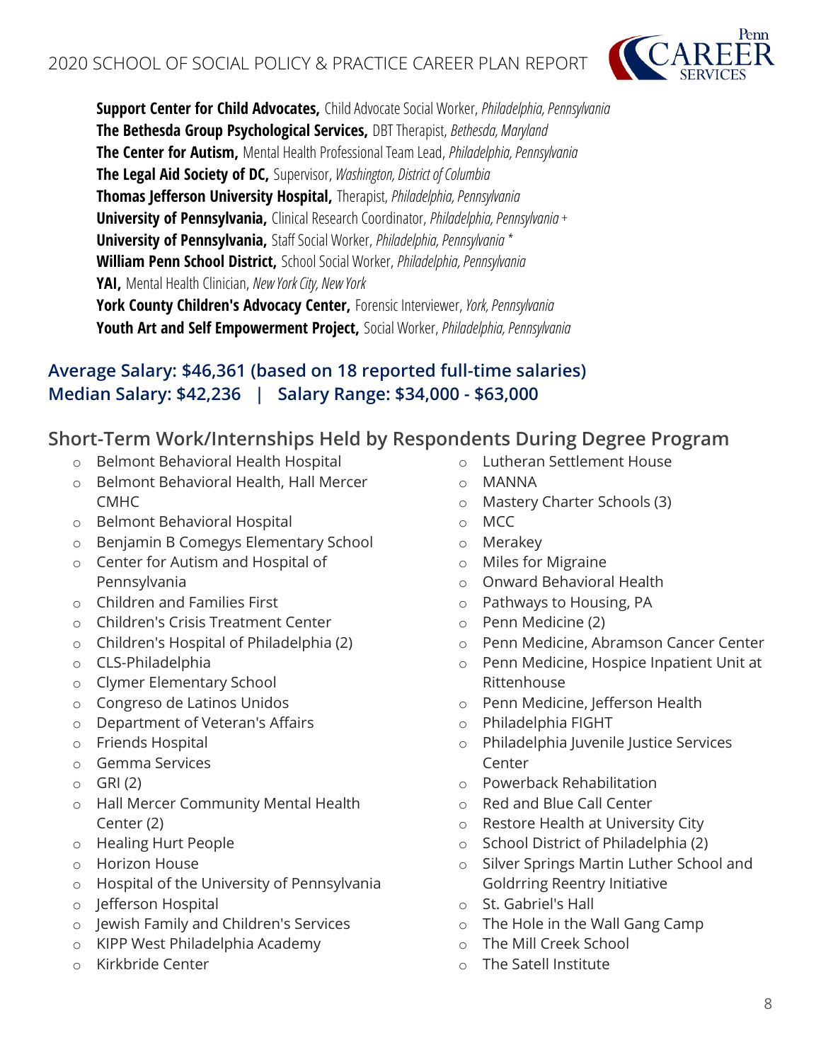**Support Center for Child Advocates,** Child Advocate Social Worker, *Philadelphia, Pennsylvania*
**The Bethesda Group Psychological Services,** DBT Therapist, *Bethesda, Maryland*
**The Center for Autism,** Mental Health Professional Team Lead, *Philadelphia, Pennsylvania*
**The Legal Aid Society of DC,** Supervisor, *Washington, District of Columbia*
**Thomas Jefferson University Hospital,** Therapist, *Philadelphia, Pennsylvania*
**University of Pennsylvania,** Clinical Research Coordinator, *Philadelphia, Pennsylvania* +
**University of Pennsylvania,** Staff Social Worker, *Philadelphia, Pennsylvania* *
**William Penn School District,** School Social Worker, *Philadelphia, Pennsylvania*
**YAI,** Mental Health Clinician, *New York City, New York*
**York County Children's Advocacy Center,** Forensic Interviewer, *York, Pennsylvania*
**Youth Art and Self Empowerment Project,** Social Worker, *Philadelphia, Pennsylvania*

**Average Salary: $46,361 (based on 18 reported full-time salaries)**
**Median Salary: $42,236 | Salary Range: $34,000 - $63,000**

## Short-Term Work/Internships Held by Respondents During Degree Program

- Belmont Behavioral Health Hospital
- Belmont Behavioral Health, Hall Mercer CMHC
- Belmont Behavioral Hospital
- Benjamin B Comegys Elementary School
- Center for Autism and Hospital of Pennsylvania
- Children and Families First
- Children's Crisis Treatment Center
- Children's Hospital of Philadelphia (2)
- CLS-Philadelphia
- Clymer Elementary School
- Congreso de Latinos Unidos
- Department of Veteran's Affairs
- Friends Hospital
- Gemma Services
- GRI (2)
- Hall Mercer Community Mental Health Center (2)
- Healing Hurt People
- Horizon House
- Hospital of the University of Pennsylvania
- Jefferson Hospital
- Jewish Family and Children's Services
- KIPP West Philadelphia Academy
- Kirkbride Center
- Lutheran Settlement House
- MANNA
- Mastery Charter Schools (3)
- MCC
- Merakey
- Miles for Migraine
- Onward Behavioral Health
- Pathways to Housing, PA
- Penn Medicine (2)
- Penn Medicine, Abramson Cancer Center
- Penn Medicine, Hospice Inpatient Unit at Rittenhouse
- Penn Medicine, Jefferson Health
- Philadelphia FIGHT
- Philadelphia Juvenile Justice Services Center
- Powerback Rehabilitation
- Red and Blue Call Center
- Restore Health at University City
- School District of Philadelphia (2)
- Silver Springs Martin Luther School and Goldrring Reentry Initiative
- St. Gabriel's Hall
- The Hole in the Wall Gang Camp
- The Mill Creek School
- The Satell Institute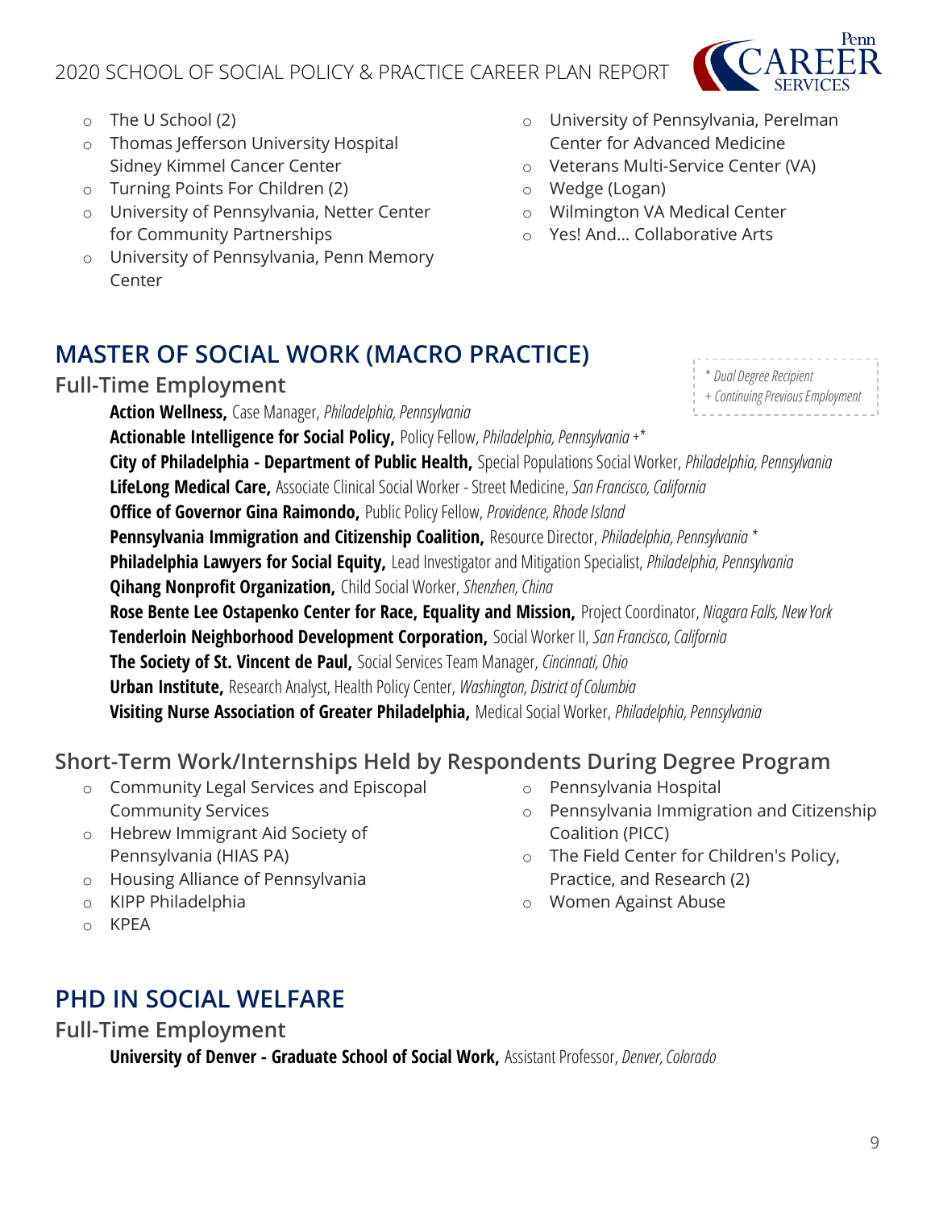- The U School (2)
- Thomas Jefferson University Hospital Sidney Kimmel Cancer Center
- Turning Points For Children (2)
- University of Pennsylvania, Netter Center for Community Partnerships
- University of Pennsylvania, Penn Memory Center
- University of Pennsylvania, Perelman Center for Advanced Medicine
- Veterans Multi-Service Center (VA)
- Wedge (Logan)
- Wilmington VA Medical Center
- Yes! And... Collaborative Arts

## MASTER OF SOCIAL WORK (MACRO PRACTICE)

### Full-Time Employment

*\* Dual Degree Recipient*
*+ Continuing Previous Employment*

**Action Wellness,** Case Manager, *Philadelphia, Pennsylvania*
**Actionable Intelligence for Social Policy,** Policy Fellow, *Philadelphia, Pennsylvania* +*
**City of Philadelphia - Department of Public Health,** Special Populations Social Worker, *Philadelphia, Pennsylvania*
**LifeLong Medical Care,** Associate Clinical Social Worker - Street Medicine, *San Francisco, California*
**Office of Governor Gina Raimondo,** Public Policy Fellow, *Providence, Rhode Island*
**Pennsylvania Immigration and Citizenship Coalition,** Resource Director, *Philadelphia, Pennsylvania* *
**Philadelphia Lawyers for Social Equity,** Lead Investigator and Mitigation Specialist, *Philadelphia, Pennsylvania*
**Qihang Nonprofit Organization,** Child Social Worker, *Shenzhen, China*
**Rose Bente Lee Ostapenko Center for Race, Equality and Mission,** Project Coordinator, *Niagara Falls, New York*
**Tenderloin Neighborhood Development Corporation,** Social Worker II, *San Francisco, California*
**The Society of St. Vincent de Paul,** Social Services Team Manager, *Cincinnati, Ohio*
**Urban Institute,** Research Analyst, Health Policy Center, *Washington, District of Columbia*
**Visiting Nurse Association of Greater Philadelphia,** Medical Social Worker, *Philadelphia, Pennsylvania*

### Short-Term Work/Internships Held by Respondents During Degree Program

- Community Legal Services and Episcopal Community Services
- Hebrew Immigrant Aid Society of Pennsylvania (HIAS PA)
- Housing Alliance of Pennsylvania
- KIPP Philadelphia
- KPEA
- Pennsylvania Hospital
- Pennsylvania Immigration and Citizenship Coalition (PICC)
- The Field Center for Children's Policy, Practice, and Research (2)
- Women Against Abuse

## PHD IN SOCIAL WELFARE

### Full-Time Employment

**University of Denver - Graduate School of Social Work,** Assistant Professor, *Denver, Colorado*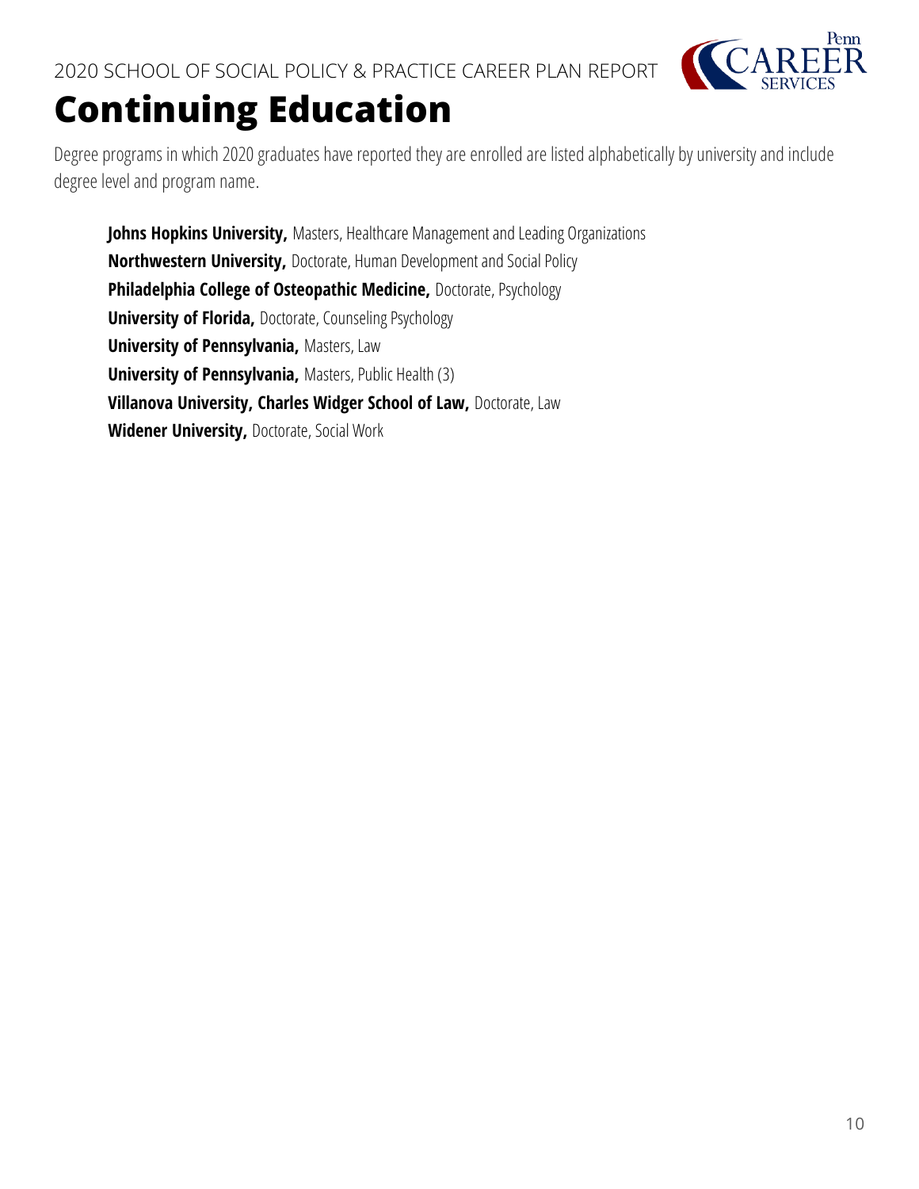# Continuing Education

Degree programs in which 2020 graduates have reported they are enrolled are listed alphabetically by university and include degree level and program name.

**Johns Hopkins University,** Masters, Healthcare Management and Leading Organizations
**Northwestern University,** Doctorate, Human Development and Social Policy
**Philadelphia College of Osteopathic Medicine,** Doctorate, Psychology
**University of Florida,** Doctorate, Counseling Psychology
**University of Pennsylvania,** Masters, Law
**University of Pennsylvania,** Masters, Public Health (3)
**Villanova University, Charles Widger School of Law,** Doctorate, Law
**Widener University,** Doctorate, Social Work